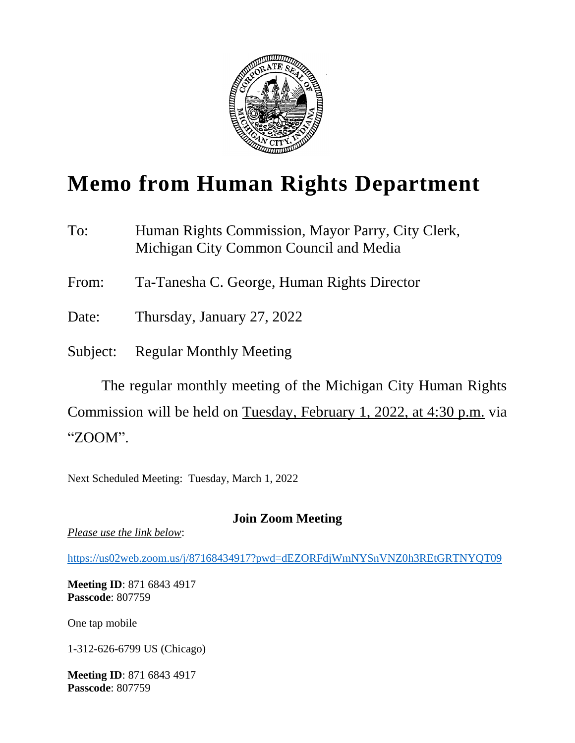# Memo from Human Rights Department

To: Human Rights Commission, Mayor Parry, City Clerk, Michigan City Common Council and Media

From: Ta-Tanesha C. George, Human Rights Director

Date: Thursday, January 27, 2022

Subject: Regular Monthly Meeting

The regular monthly meeting of the Michigan City Human Rights Commission will be held on Tuesday, February 1, 2022, at 4:30 p.m. via "ZOOM".

Next Scheduled Meeting: Tuesday, March 1, 2022

**Join Zoom Meeting**

*Please use the link below*:

https://us02web.zoom.us/j/87168434917?pwd=dEZORFdjWmNYSnVNZ0h3REtGRTNYQT09

**Meeting ID**: 871 6843 4917
**Passcode**: 807759

One tap mobile

1-312-626-6799 US (Chicago)

**Meeting ID**: 871 6843 4917
**Passcode**: 807759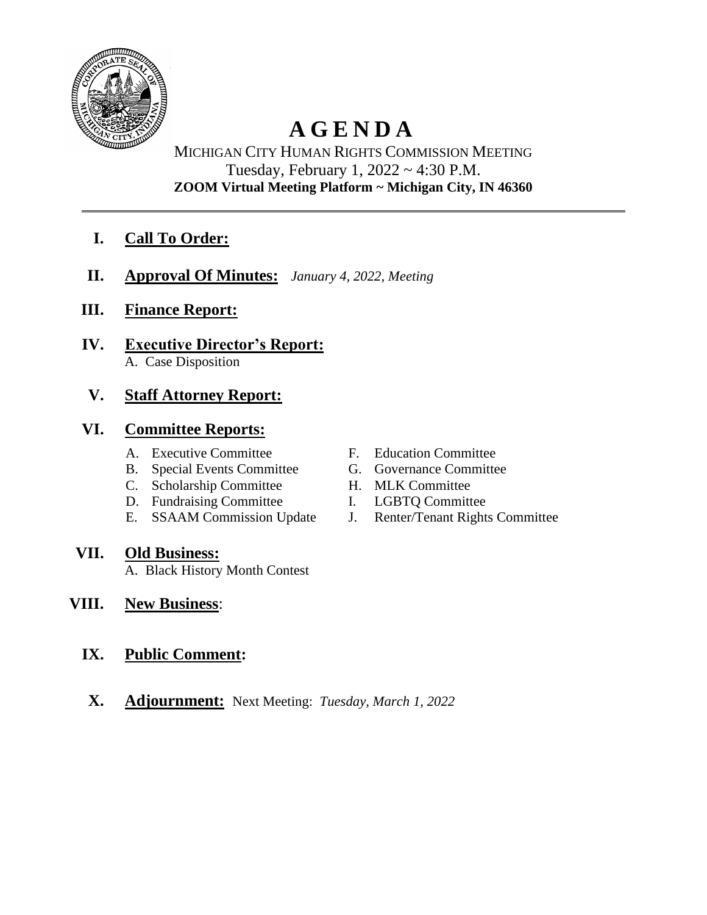# A G E N D A

MICHIGAN CITY HUMAN RIGHTS COMMISSION MEETING
Tuesday, February 1, 2022 ~ 4:30 P.M.
**ZOOM Virtual Meeting Platform ~ Michigan City, IN 46360**

---

**I. Call To Order:**

**II. Approval Of Minutes:** *January 4, 2022, Meeting*

**III. Finance Report:**

**IV. Executive Director's Report:**

A. Case Disposition

**V. Staff Attorney Report:**

**VI. Committee Reports:**

A. Executive Committee
B. Special Events Committee
C. Scholarship Committee
D. Fundraising Committee
E. SSAAM Commission Update
F. Education Committee
G. Governance Committee
H. MLK Committee
I. LGBTQ Committee
J. Renter/Tenant Rights Committee

**VII. Old Business:**

A. Black History Month Contest

**VIII. New Business:**

**IX. Public Comment:**

**X. Adjournment:** Next Meeting: *Tuesday, March 1, 2022*